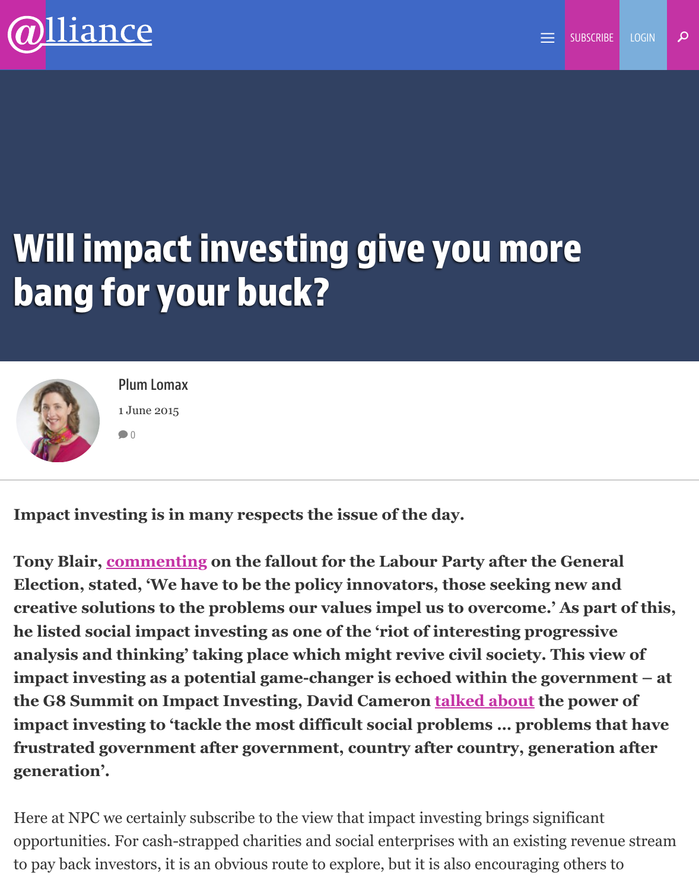# Will impact investing give you more bang for your buck?

Plum Lomax

1 June 2015

0

**Impact investing is in many respects the issue of the day.**

**Tony Blair, commenting on the fallout for the Labour Party after the General Election, stated, 'We have to be the policy innovators, those seeking new and creative solutions to the problems our values impel us to overcome.' As part of this, he listed social impact investing as one of the 'riot of interesting progressive analysis and thinking' taking place which might revive civil society. This view of impact investing as a potential game-changer is echoed within the government – at the G8 Summit on Impact Investing, David Cameron talked about the power of impact investing to 'tackle the most difficult social problems … problems that have frustrated government after government, country after country, generation after generation'.**

Here at NPC we certainly subscribe to the view that impact investing brings significant opportunities. For cash-strapped charities and social enterprises with an existing revenue stream to pay back investors, it is an obvious route to explore, but it is also encouraging others to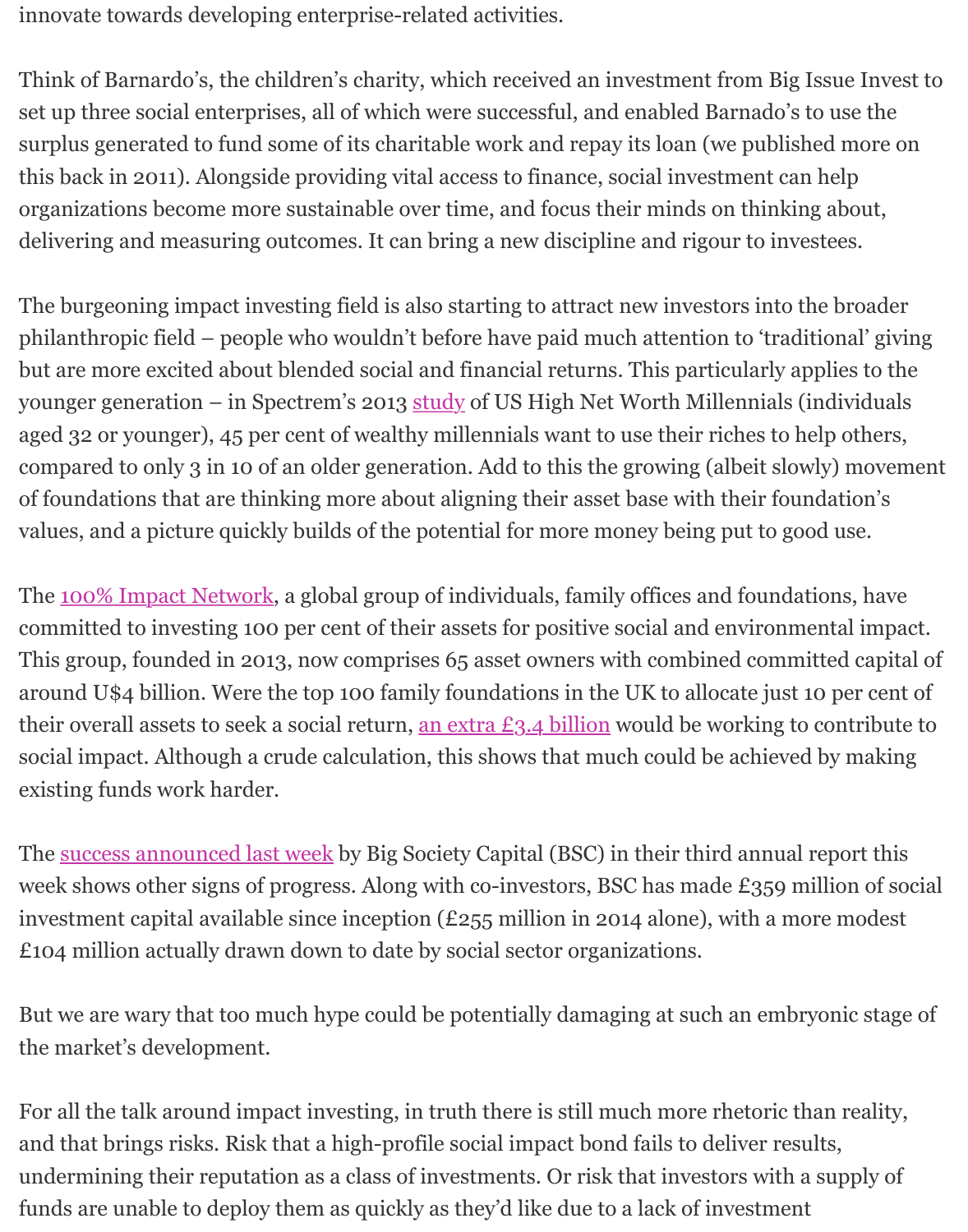innovate towards developing enterprise-related activities.

Think of Barnardo's, the children's charity, which received an investment from Big Issue Invest to set up three social enterprises, all of which were successful, and enabled Barnado's to use the surplus generated to fund some of its charitable work and repay its loan (we published more on this back in 2011). Alongside providing vital access to finance, social investment can help organizations become more sustainable over time, and focus their minds on thinking about, delivering and measuring outcomes. It can bring a new discipline and rigour to investees.

The burgeoning impact investing field is also starting to attract new investors into the broader philanthropic field – people who wouldn't before have paid much attention to 'traditional' giving but are more excited about blended social and financial returns. This particularly applies to the younger generation – in Spectrem's 2013 study of US High Net Worth Millennials (individuals aged 32 or younger), 45 per cent of wealthy millennials want to use their riches to help others, compared to only 3 in 10 of an older generation. Add to this the growing (albeit slowly) movement of foundations that are thinking more about aligning their asset base with their foundation's values, and a picture quickly builds of the potential for more money being put to good use.

The 100% Impact Network, a global group of individuals, family offices and foundations, have committed to investing 100 per cent of their assets for positive social and environmental impact. This group, founded in 2013, now comprises 65 asset owners with combined committed capital of around U$4 billion. Were the top 100 family foundations in the UK to allocate just 10 per cent of their overall assets to seek a social return, an extra £3.4 billion would be working to contribute to social impact. Although a crude calculation, this shows that much could be achieved by making existing funds work harder.

The success announced last week by Big Society Capital (BSC) in their third annual report this week shows other signs of progress. Along with co-investors, BSC has made £359 million of social investment capital available since inception (£255 million in 2014 alone), with a more modest £104 million actually drawn down to date by social sector organizations.

But we are wary that too much hype could be potentially damaging at such an embryonic stage of the market's development.

For all the talk around impact investing, in truth there is still much more rhetoric than reality, and that brings risks. Risk that a high-profile social impact bond fails to deliver results, undermining their reputation as a class of investments. Or risk that investors with a supply of funds are unable to deploy them as quickly as they'd like due to a lack of investment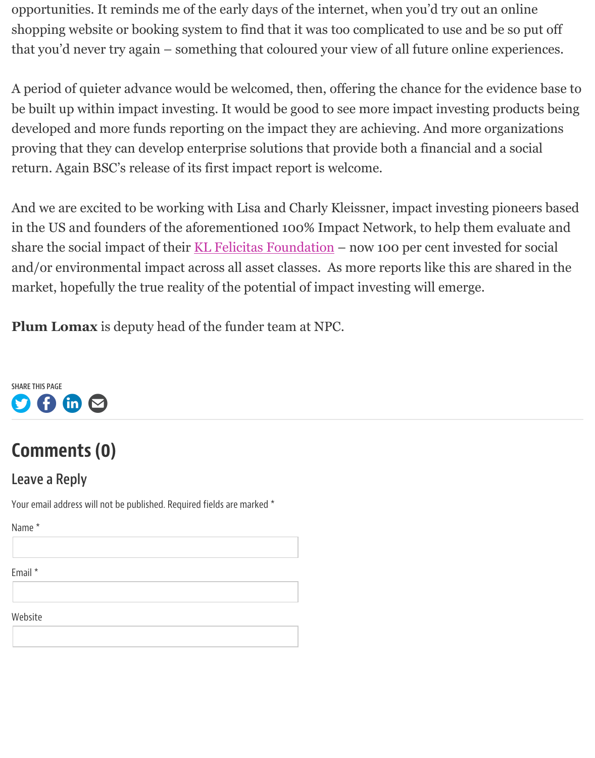opportunities. It reminds me of the early days of the internet, when you'd try out an online shopping website or booking system to find that it was too complicated to use and be so put off that you'd never try again – something that coloured your view of all future online experiences.

A period of quieter advance would be welcomed, then, offering the chance for the evidence base to be built up within impact investing. It would be good to see more impact investing products being developed and more funds reporting on the impact they are achieving. And more organizations proving that they can develop enterprise solutions that provide both a financial and a social return. Again BSC's release of its first impact report is welcome.

And we are excited to be working with Lisa and Charly Kleissner, impact investing pioneers based in the US and founders of the aforementioned 100% Impact Network, to help them evaluate and share the social impact of their KL Felicitas Foundation – now 100 per cent invested for social and/or environmental impact across all asset classes. As more reports like this are shared in the market, hopefully the true reality of the potential of impact investing will emerge.

**Plum Lomax** is deputy head of the funder team at NPC.

SHARE THIS PAGE

## Comments (0)

### Leave a Reply

Your email address will not be published. Required fields are marked *

Name *

Email *

Website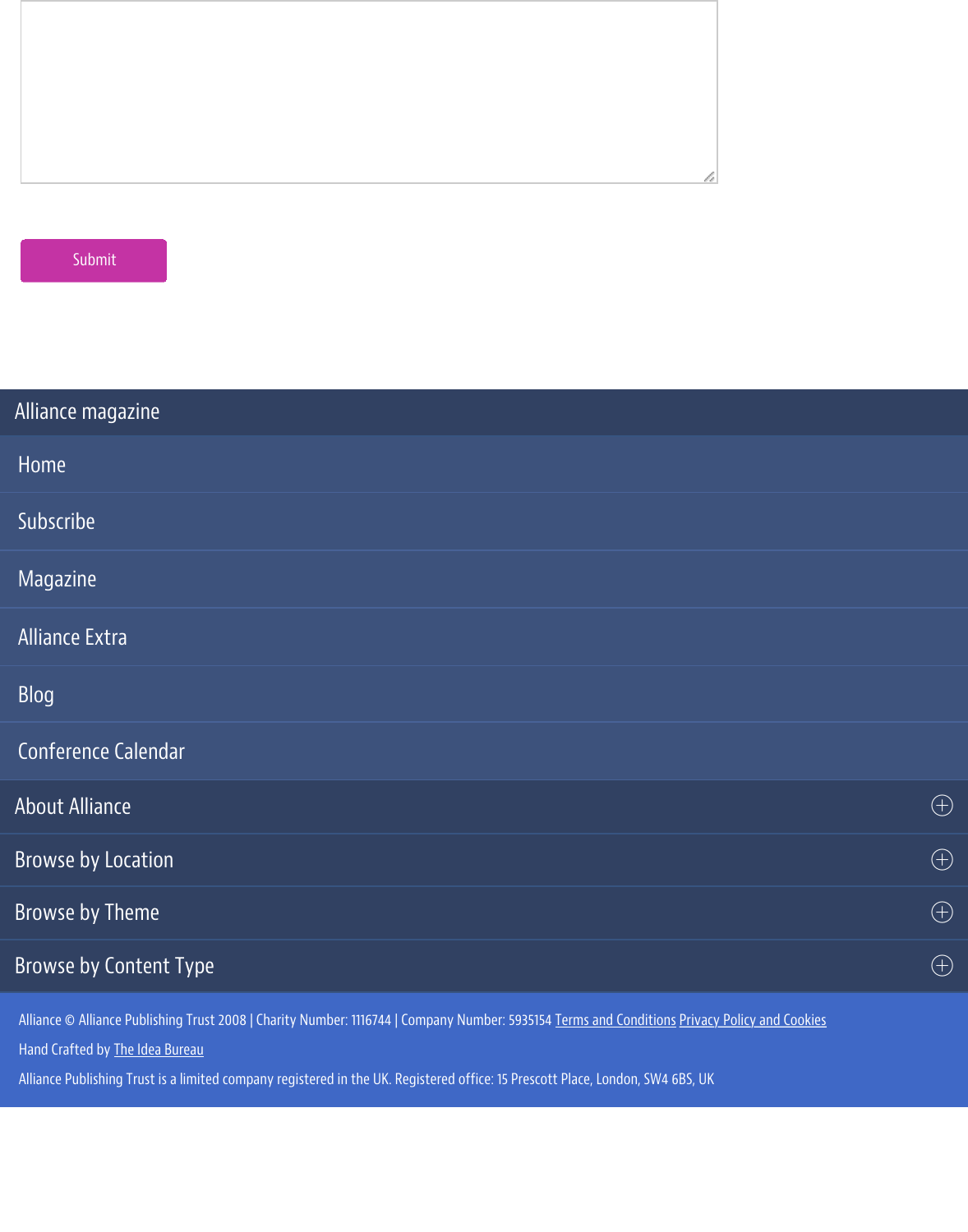Submit

Alliance magazine

- Home
- Subscribe
- Magazine
- Alliance Extra
- Blog
- Conference Calendar

About Alliance

Browse by Location

Browse by Theme

Browse by Content Type

Alliance © Alliance Publishing Trust 2008 | Charity Number: 1116744 | Company Number: 5935154 Terms and Conditions Privacy Policy and Cookies

Hand Crafted by The Idea Bureau

Alliance Publishing Trust is a limited company registered in the UK. Registered office: 15 Prescott Place, London, SW4 6BS, UK